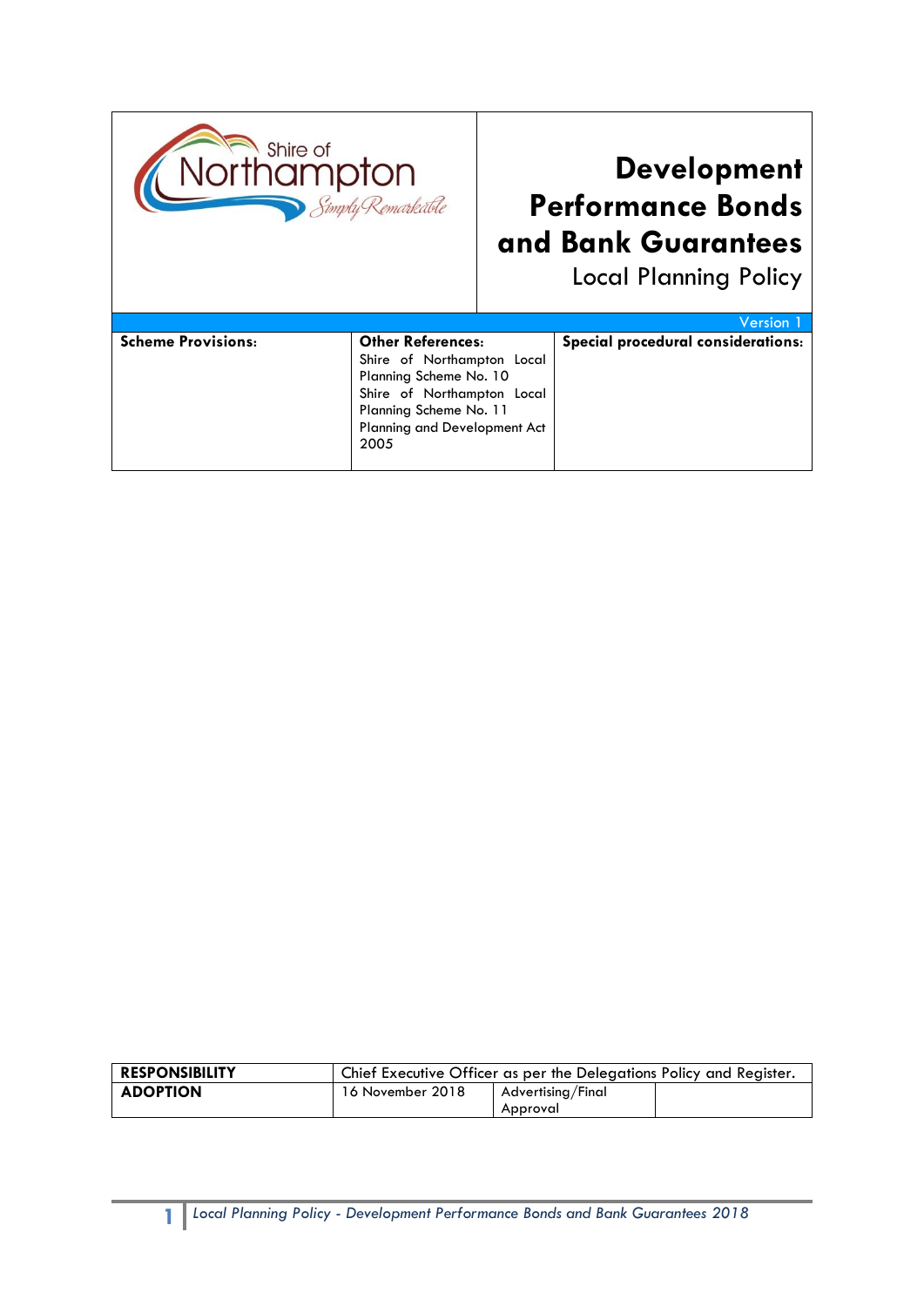Shire of Northampton
*Simply Remarkable*

# Development Performance Bonds and Bank Guarantees

Local Planning Policy

Version 1

| **Scheme Provisions:** | **Other References:** | **Special procedural considerations:** |
|---|---|---|
| | Shire of Northampton Local Planning Scheme No. 10<br>Shire of Northampton Local Planning Scheme No. 11<br>Planning and Development Act 2005 | |

| **RESPONSIBILITY** | Chief Executive Officer as per the Delegations Policy and Register. | | |
|---|---|---|---|
| **ADOPTION** | 16 November 2018 | Advertising/Final Approval | |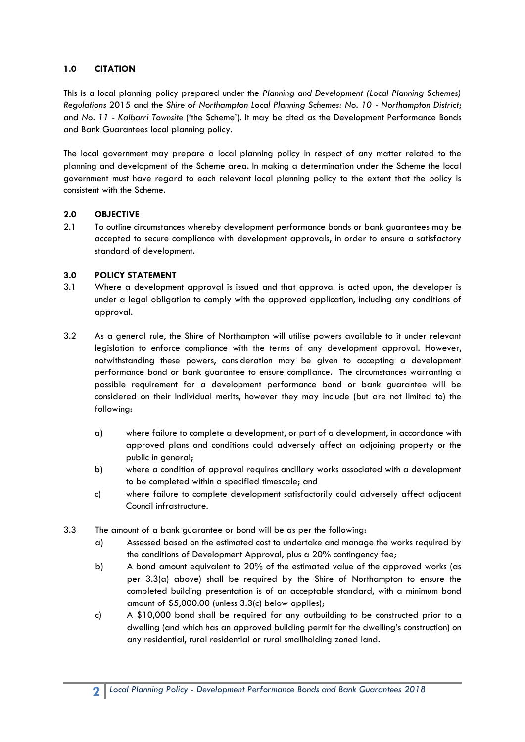## 1.0 CITATION

This is a local planning policy prepared under the *Planning and Development (Local Planning Schemes) Regulations* 2015 and the *Shire of Northampton Local Planning Schemes: No. 10 - Northampton District*; and *No. 11 - Kalbarri Townsite* ('the Scheme'). It may be cited as the Development Performance Bonds and Bank Guarantees local planning policy.

The local government may prepare a local planning policy in respect of any matter related to the planning and development of the Scheme area. In making a determination under the Scheme the local government must have regard to each relevant local planning policy to the extent that the policy is consistent with the Scheme.

## 2.0 OBJECTIVE

2.1 To outline circumstances whereby development performance bonds or bank guarantees may be accepted to secure compliance with development approvals, in order to ensure a satisfactory standard of development.

## 3.0 POLICY STATEMENT

3.1 Where a development approval is issued and that approval is acted upon, the developer is under a legal obligation to comply with the approved application, including any conditions of approval.

3.2 As a general rule, the Shire of Northampton will utilise powers available to it under relevant legislation to enforce compliance with the terms of any development approval. However, notwithstanding these powers, consideration may be given to accepting a development performance bond or bank guarantee to ensure compliance. The circumstances warranting a possible requirement for a development performance bond or bank guarantee will be considered on their individual merits, however they may include (but are not limited to) the following:

- a) where failure to complete a development, or part of a development, in accordance with approved plans and conditions could adversely affect an adjoining property or the public in general;
- b) where a condition of approval requires ancillary works associated with a development to be completed within a specified timescale; and
- c) where failure to complete development satisfactorily could adversely affect adjacent Council infrastructure.

3.3 The amount of a bank guarantee or bond will be as per the following:

- a) Assessed based on the estimated cost to undertake and manage the works required by the conditions of Development Approval, plus a 20% contingency fee;
- b) A bond amount equivalent to 20% of the estimated value of the approved works (as per 3.3(a) above) shall be required by the Shire of Northampton to ensure the completed building presentation is of an acceptable standard, with a minimum bond amount of $5,000.00 (unless 3.3(c) below applies);
- c) A $10,000 bond shall be required for any outbuilding to be constructed prior to a dwelling (and which has an approved building permit for the dwelling's construction) on any residential, rural residential or rural smallholding zoned land.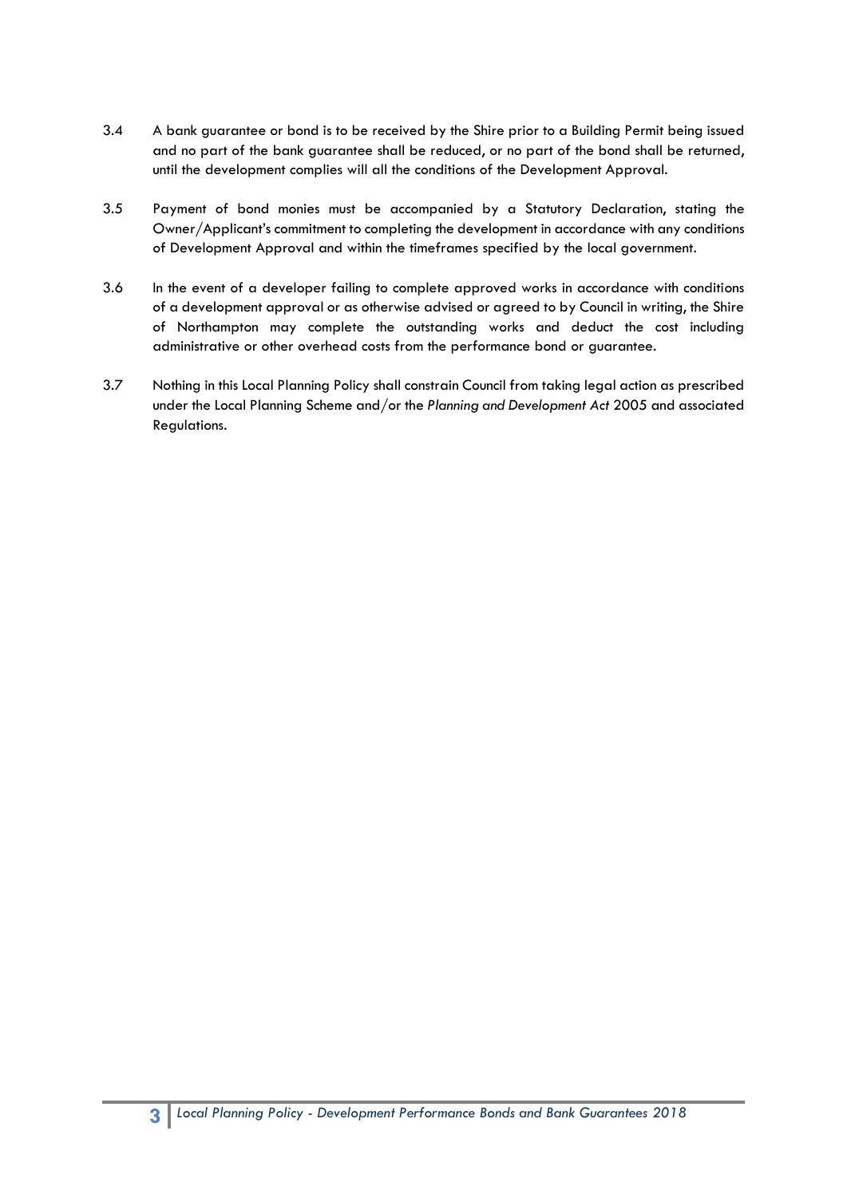3.4 A bank guarantee or bond is to be received by the Shire prior to a Building Permit being issued and no part of the bank guarantee shall be reduced, or no part of the bond shall be returned, until the development complies will all the conditions of the Development Approval.

3.5 Payment of bond monies must be accompanied by a Statutory Declaration, stating the Owner/Applicant's commitment to completing the development in accordance with any conditions of Development Approval and within the timeframes specified by the local government.

3.6 In the event of a developer failing to complete approved works in accordance with conditions of a development approval or as otherwise advised or agreed to by Council in writing, the Shire of Northampton may complete the outstanding works and deduct the cost including administrative or other overhead costs from the performance bond or guarantee.

3.7 Nothing in this Local Planning Policy shall constrain Council from taking legal action as prescribed under the Local Planning Scheme and/or the *Planning and Development Act* 2005 and associated Regulations.